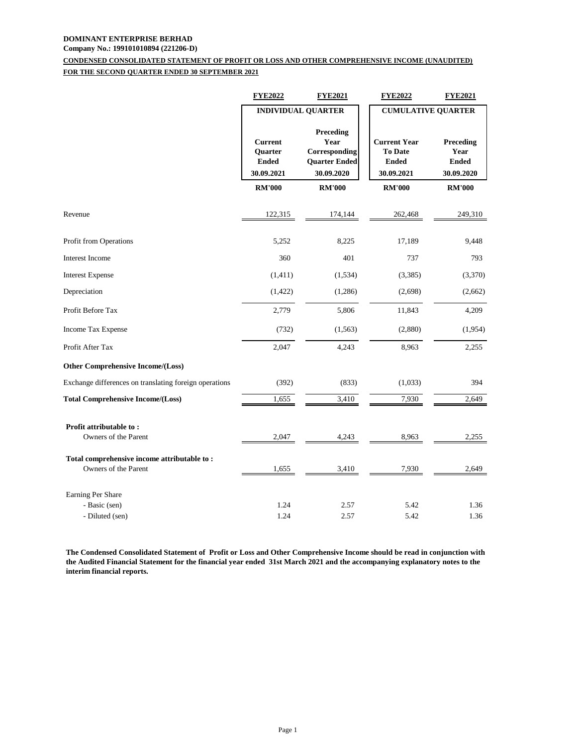**DOMINANT ENTERPRISE BERHAD**

**Company No.: 199101010894 (221206-D)**

**CONDENSED CONSOLIDATED STATEMENT OF PROFIT OR LOSS AND OTHER COMPREHENSIVE INCOME (UNAUDITED)**

**FOR THE SECOND QUARTER ENDED 30 SEPTEMBER 2021**

| | FYE2022 | FYE2021 | FYE2022 | FYE2021 |
|---|---|---|---|---|
| | INDIVIDUAL QUARTER | | CUMULATIVE QUARTER | |
| | Current Quarter Ended 30.09.2021 | Preceding Year Corresponding Quarter Ended 30.09.2020 | Current Year To Date Ended 30.09.2021 | Preceding Year Ended 30.09.2020 |
| | RM'000 | RM'000 | RM'000 | RM'000 |
| Revenue | 122,315 | 174,144 | 262,468 | 249,310 |
| Profit from Operations | 5,252 | 8,225 | 17,189 | 9,448 |
| Interest Income | 360 | 401 | 737 | 793 |
| Interest Expense | (1,411) | (1,534) | (3,385) | (3,370) |
| Depreciation | (1,422) | (1,286) | (2,698) | (2,662) |
| Profit Before Tax | 2,779 | 5,806 | 11,843 | 4,209 |
| Income Tax Expense | (732) | (1,563) | (2,880) | (1,954) |
| Profit After Tax | 2,047 | 4,243 | 8,963 | 2,255 |
| **Other Comprehensive Income/(Loss)** | | | | |
| Exchange differences on translating foreign operations | (392) | (833) | (1,033) | 394 |
| **Total Comprehensive Income/(Loss)** | 1,655 | 3,410 | 7,930 | 2,649 |
| **Profit attributable to :** | | | | |
| Owners of the Parent | 2,047 | 4,243 | 8,963 | 2,255 |
| **Total comprehensive income attributable to :** | | | | |
| Owners of the Parent | 1,655 | 3,410 | 7,930 | 2,649 |
| Earning Per Share | | | | |
| - Basic (sen) | 1.24 | 2.57 | 5.42 | 1.36 |
| - Diluted (sen) | 1.24 | 2.57 | 5.42 | 1.36 |

**The Condensed Consolidated Statement of Profit or Loss and Other Comprehensive Income should be read in conjunction with the Audited Financial Statement for the financial year ended 31st March 2021 and the accompanying explanatory notes to the interim financial reports.**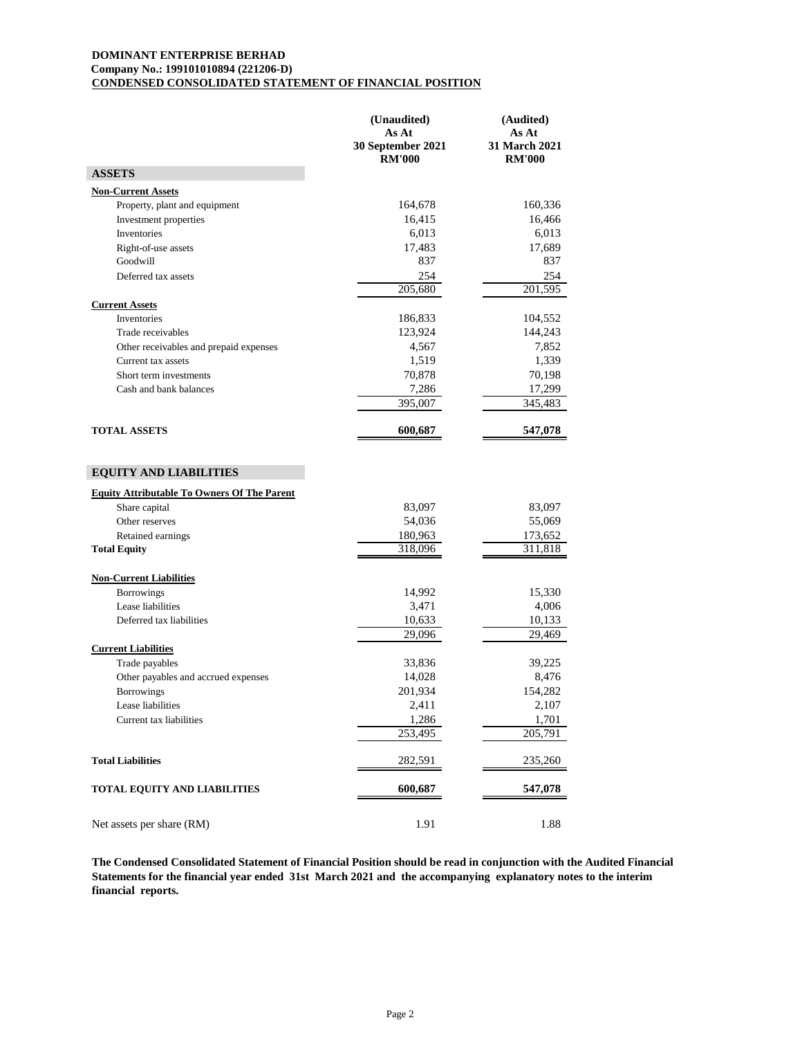**DOMINANT ENTERPRISE BERHAD**
**Company No.: 199101010894 (221206-D)**
**CONDENSED CONSOLIDATED STATEMENT OF FINANCIAL POSITION**

| | (Unaudited) As At 30 September 2021 RM'000 | (Audited) As At 31 March 2021 RM'000 |
|---|---|---|
| **ASSETS** | | |
| **Non-Current Assets** | | |
| Property, plant and equipment | 164,678 | 160,336 |
| Investment properties | 16,415 | 16,466 |
| Inventories | 6,013 | 6,013 |
| Right-of-use assets | 17,483 | 17,689 |
| Goodwill | 837 | 837 |
| Deferred tax assets | 254 | 254 |
| | 205,680 | 201,595 |
| **Current Assets** | | |
| Inventories | 186,833 | 104,552 |
| Trade receivables | 123,924 | 144,243 |
| Other receivables and prepaid expenses | 4,567 | 7,852 |
| Current tax assets | 1,519 | 1,339 |
| Short term investments | 70,878 | 70,198 |
| Cash and bank balances | 7,286 | 17,299 |
| | 395,007 | 345,483 |
| **TOTAL ASSETS** | **600,687** | **547,078** |
| **EQUITY AND LIABILITIES** | | |
| **Equity Attributable To Owners Of The Parent** | | |
| Share capital | 83,097 | 83,097 |
| Other reserves | 54,036 | 55,069 |
| Retained earnings | 180,963 | 173,652 |
| **Total Equity** | 318,096 | 311,818 |
| **Non-Current Liabilities** | | |
| Borrowings | 14,992 | 15,330 |
| Lease liabilities | 3,471 | 4,006 |
| Deferred tax liabilities | 10,633 | 10,133 |
| | 29,096 | 29,469 |
| **Current Liabilities** | | |
| Trade payables | 33,836 | 39,225 |
| Other payables and accrued expenses | 14,028 | 8,476 |
| Borrowings | 201,934 | 154,282 |
| Lease liabilities | 2,411 | 2,107 |
| Current tax liabilities | 1,286 | 1,701 |
| | 253,495 | 205,791 |
| **Total Liabilities** | 282,591 | 235,260 |
| **TOTAL EQUITY AND LIABILITIES** | **600,687** | **547,078** |
| Net assets per share (RM) | 1.91 | 1.88 |

**The Condensed Consolidated Statement of Financial Position should be read in conjunction with the Audited Financial Statements for the financial year ended 31st March 2021 and the accompanying explanatory notes to the interim financial reports.**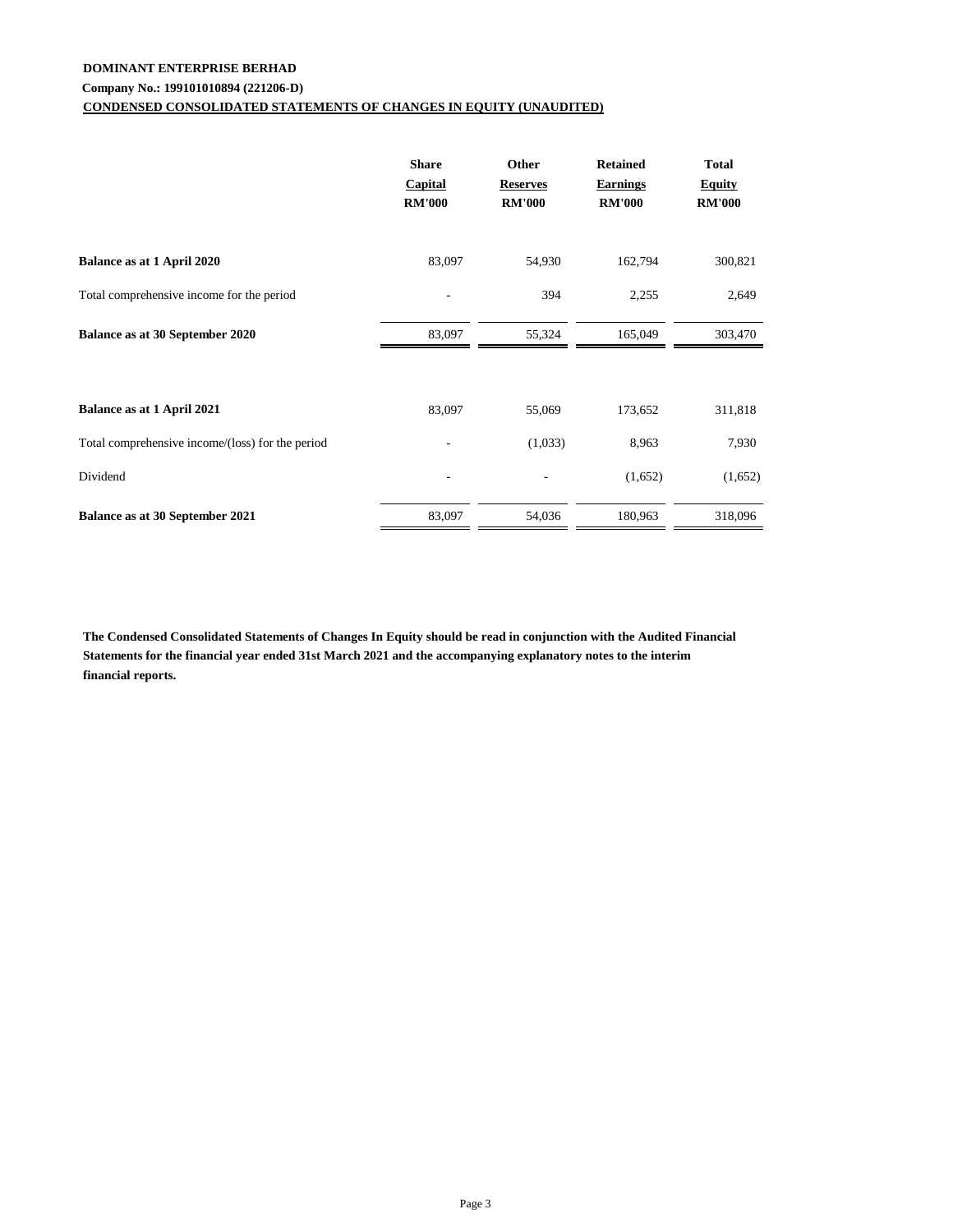**DOMINANT ENTERPRISE BERHAD**

**Company No.: 199101010894 (221206-D)**

**CONDENSED CONSOLIDATED STATEMENTS OF CHANGES IN EQUITY (UNAUDITED)**

| | Share Capital RM'000 | Other Reserves RM'000 | Retained Earnings RM'000 | Total Equity RM'000 |
|---|---|---|---|---|
| **Balance as at 1 April 2020** | 83,097 | 54,930 | 162,794 | 300,821 |
| Total comprehensive income for the period | - | 394 | 2,255 | 2,649 |
| **Balance as at 30 September 2020** | 83,097 | 55,324 | 165,049 | 303,470 |
| | | | | |
| **Balance as at 1 April 2021** | 83,097 | 55,069 | 173,652 | 311,818 |
| Total comprehensive income/(loss) for the period | - | (1,033) | 8,963 | 7,930 |
| Dividend | - | - | (1,652) | (1,652) |
| **Balance as at 30 September 2021** | 83,097 | 54,036 | 180,963 | 318,096 |

**The Condensed Consolidated Statements of Changes In Equity should be read in conjunction with the Audited Financial Statements for the financial year ended 31st March 2021 and the accompanying explanatory notes to the interim financial reports.**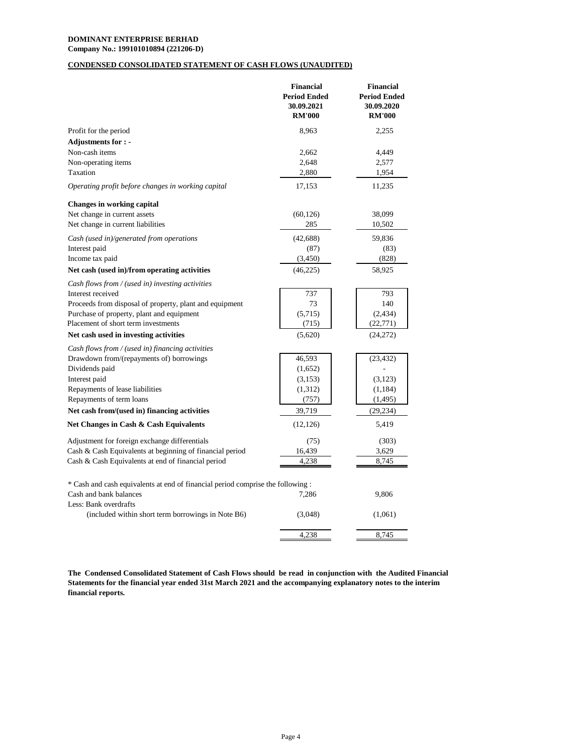**DOMINANT ENTERPRISE BERHAD**
**Company No.: 199101010894 (221206-D)**

**CONDENSED CONSOLIDATED STATEMENT OF CASH FLOWS (UNAUDITED)**

| | Financial Period Ended 30.09.2021 RM'000 | Financial Period Ended 30.09.2020 RM'000 |
|---|---|---|
| Profit for the period | 8,963 | 2,255 |
| **Adjustments for : -** | | |
| Non-cash items | 2,662 | 4,449 |
| Non-operating items | 2,648 | 2,577 |
| Taxation | 2,880 | 1,954 |
| *Operating profit before changes in working capital* | 17,153 | 11,235 |
| **Changes in working capital** | | |
| Net change in current assets | (60,126) | 38,099 |
| Net change in current liabilities | 285 | 10,502 |
| *Cash (used in)/generated from operations* | (42,688) | 59,836 |
| Interest paid | (87) | (83) |
| Income tax paid | (3,450) | (828) |
| **Net cash (used in)/from operating activities** | (46,225) | 58,925 |
| *Cash flows from / (used in) investing activities* | | |
| Interest received | 737 | 793 |
| Proceeds from disposal of property, plant and equipment | 73 | 140 |
| Purchase of property, plant and equipment | (5,715) | (2,434) |
| Placement of short term investments | (715) | (22,771) |
| **Net cash used in investing activities** | (5,620) | (24,272) |
| *Cash flows from / (used in) financing activities* | | |
| Drawdown from/(repayments of) borrowings | 46,593 | (23,432) |
| Dividends paid | (1,652) | - |
| Interest paid | (3,153) | (3,123) |
| Repayments of lease liabilities | (1,312) | (1,184) |
| Repayments of term loans | (757) | (1,495) |
| **Net cash from/(used in) financing activities** | 39,719 | (29,234) |
| **Net Changes in Cash & Cash Equivalents** | (12,126) | 5,419 |
| Adjustment for foreign exchange differentials | (75) | (303) |
| Cash & Cash Equivalents at beginning of financial period | 16,439 | 3,629 |
| Cash & Cash Equivalents at end of financial period | 4,238 | 8,745 |

\* Cash and cash equivalents at end of financial period comprise the following :

| | | |
|---|---|---|
| Cash and bank balances | 7,286 | 9,806 |
| Less: Bank overdrafts (included within short term borrowings in Note B6) | (3,048) | (1,061) |
| | 4,238 | 8,745 |

**The Condensed Consolidated Statement of Cash Flows should be read in conjunction with the Audited Financial Statements for the financial year ended 31st March 2021 and the accompanying explanatory notes to the interim financial reports.**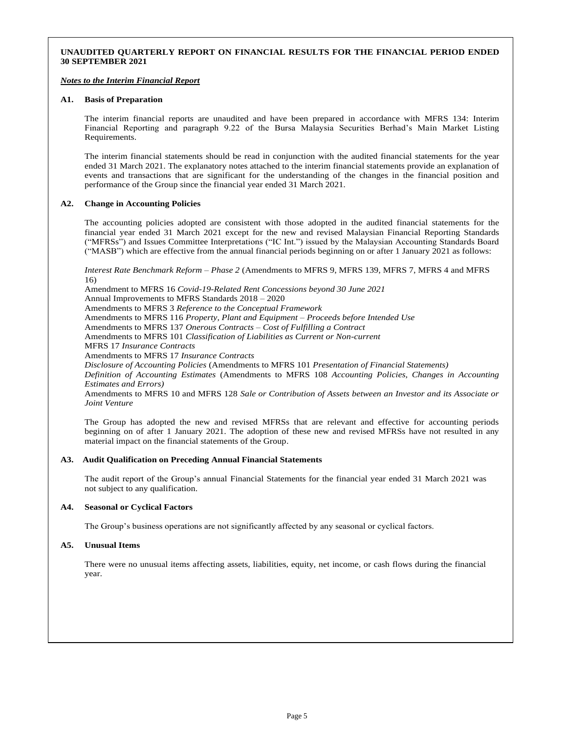**UNAUDITED QUARTERLY REPORT ON FINANCIAL RESULTS FOR THE FINANCIAL PERIOD ENDED 30 SEPTEMBER 2021**

***Notes to the Interim Financial Report***

**A1. Basis of Preparation**

The interim financial reports are unaudited and have been prepared in accordance with MFRS 134: Interim Financial Reporting and paragraph 9.22 of the Bursa Malaysia Securities Berhad's Main Market Listing Requirements.

The interim financial statements should be read in conjunction with the audited financial statements for the year ended 31 March 2021. The explanatory notes attached to the interim financial statements provide an explanation of events and transactions that are significant for the understanding of the changes in the financial position and performance of the Group since the financial year ended 31 March 2021.

**A2. Change in Accounting Policies**

The accounting policies adopted are consistent with those adopted in the audited financial statements for the financial year ended 31 March 2021 except for the new and revised Malaysian Financial Reporting Standards ("MFRSs") and Issues Committee Interpretations ("IC Int.") issued by the Malaysian Accounting Standards Board ("MASB") which are effective from the annual financial periods beginning on or after 1 January 2021 as follows:

*Interest Rate Benchmark Reform – Phase 2* (Amendments to MFRS 9, MFRS 139, MFRS 7, MFRS 4 and MFRS 16)
Amendment to MFRS 16 *Covid-19-Related Rent Concessions beyond 30 June 2021*
Annual Improvements to MFRS Standards 2018 – 2020
Amendments to MFRS 3 *Reference to the Conceptual Framework*
Amendments to MFRS 116 *Property, Plant and Equipment – Proceeds before Intended Use*
Amendments to MFRS 137 *Onerous Contracts – Cost of Fulfilling a Contract*
Amendments to MFRS 101 *Classification of Liabilities as Current or Non-current*
MFRS 17 *Insurance Contracts*
Amendments to MFRS 17 *Insurance Contracts*
*Disclosure of Accounting Policies* (Amendments to MFRS 101 *Presentation of Financial Statements)*
*Definition of Accounting Estimates* (Amendments to MFRS 108 *Accounting Policies, Changes in Accounting Estimates and Errors)*
Amendments to MFRS 10 and MFRS 128 *Sale or Contribution of Assets between an Investor and its Associate or Joint Venture*

The Group has adopted the new and revised MFRSs that are relevant and effective for accounting periods beginning on of after 1 January 2021. The adoption of these new and revised MFRSs have not resulted in any material impact on the financial statements of the Group.

**A3. Audit Qualification on Preceding Annual Financial Statements**

The audit report of the Group's annual Financial Statements for the financial year ended 31 March 2021 was not subject to any qualification.

**A4. Seasonal or Cyclical Factors**

The Group's business operations are not significantly affected by any seasonal or cyclical factors.

**A5. Unusual Items**

There were no unusual items affecting assets, liabilities, equity, net income, or cash flows during the financial year.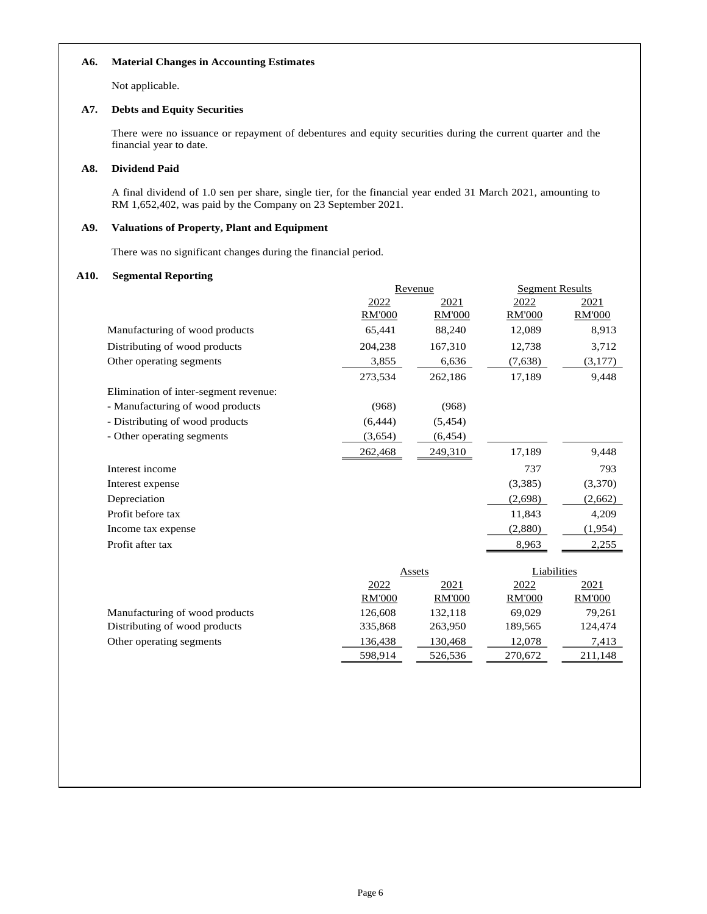**A6. Material Changes in Accounting Estimates**

Not applicable.

**A7. Debts and Equity Securities**

There were no issuance or repayment of debentures and equity securities during the current quarter and the financial year to date.

**A8. Dividend Paid**

A final dividend of 1.0 sen per share, single tier, for the financial year ended 31 March 2021, amounting to RM 1,652,402, was paid by the Company on 23 September 2021.

**A9. Valuations of Property, Plant and Equipment**

There was no significant changes during the financial period.

**A10. Segmental Reporting**

| | Revenue | | Segment Results | |
|---|---|---|---|---|
| | 2022 | 2021 | 2022 | 2021 |
| | RM'000 | RM'000 | RM'000 | RM'000 |
| Manufacturing of wood products | 65,441 | 88,240 | 12,089 | 8,913 |
| Distributing of wood products | 204,238 | 167,310 | 12,738 | 3,712 |
| Other operating segments | 3,855 | 6,636 | (7,638) | (3,177) |
| | 273,534 | 262,186 | 17,189 | 9,448 |
| Elimination of inter-segment revenue: | | | | |
| - Manufacturing of wood products | (968) | (968) | | |
| - Distributing of wood products | (6,444) | (5,454) | | |
| - Other operating segments | (3,654) | (6,454) | | |
| | 262,468 | 249,310 | 17,189 | 9,448 |
| Interest income | | | 737 | 793 |
| Interest expense | | | (3,385) | (3,370) |
| Depreciation | | | (2,698) | (2,662) |
| Profit before tax | | | 11,843 | 4,209 |
| Income tax expense | | | (2,880) | (1,954) |
| Profit after tax | | | 8,963 | 2,255 |

| | Assets | | Liabilities | |
|---|---|---|---|---|
| | 2022 | 2021 | 2022 | 2021 |
| | RM'000 | RM'000 | RM'000 | RM'000 |
| Manufacturing of wood products | 126,608 | 132,118 | 69,029 | 79,261 |
| Distributing of wood products | 335,868 | 263,950 | 189,565 | 124,474 |
| Other operating segments | 136,438 | 130,468 | 12,078 | 7,413 |
| | 598,914 | 526,536 | 270,672 | 211,148 |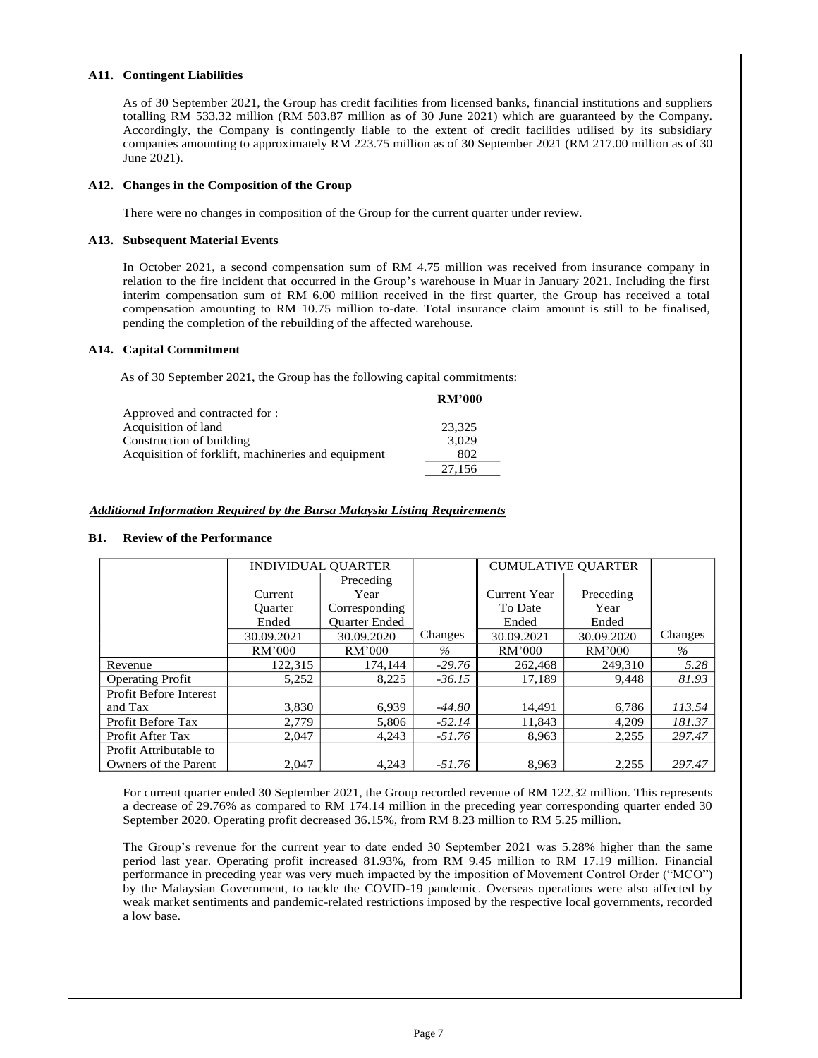### A11. Contingent Liabilities

As of 30 September 2021, the Group has credit facilities from licensed banks, financial institutions and suppliers totalling RM 533.32 million (RM 503.87 million as of 30 June 2021) which are guaranteed by the Company. Accordingly, the Company is contingently liable to the extent of credit facilities utilised by its subsidiary companies amounting to approximately RM 223.75 million as of 30 September 2021 (RM 217.00 million as of 30 June 2021).

### A12. Changes in the Composition of the Group

There were no changes in composition of the Group for the current quarter under review.

### A13. Subsequent Material Events

In October 2021, a second compensation sum of RM 4.75 million was received from insurance company in relation to the fire incident that occurred in the Group's warehouse in Muar in January 2021. Including the first interim compensation sum of RM 6.00 million received in the first quarter, the Group has received a total compensation amounting to RM 10.75 million to-date. Total insurance claim amount is still to be finalised, pending the completion of the rebuilding of the affected warehouse.

### A14. Capital Commitment

As of 30 September 2021, the Group has the following capital commitments:

| | RM'000 |
|---|---|
| Approved and contracted for : | |
| Acquisition of land | 23,325 |
| Construction of building | 3,029 |
| Acquisition of forklift, machineries and equipment | 802 |
| | 27,156 |

***Additional Information Required by the Bursa Malaysia Listing Requirements***

### B1. Review of the Performance

| | INDIVIDUAL QUARTER | | | CUMULATIVE QUARTER | | |
|---|---|---|---|---|---|---|
| | Current Quarter Ended | Preceding Year Corresponding Quarter Ended | | Current Year To Date Ended | Preceding Year Ended | |
| | 30.09.2021 | 30.09.2020 | Changes | 30.09.2021 | 30.09.2020 | Changes |
| | RM'000 | RM'000 | % | RM'000 | RM'000 | % |
| Revenue | 122,315 | 174,144 | *-29.76* | 262,468 | 249,310 | *5.28* |
| Operating Profit | 5,252 | 8,225 | *-36.15* | 17,189 | 9,448 | *81.93* |
| Profit Before Interest and Tax | 3,830 | 6,939 | *-44.80* | 14,491 | 6,786 | *113.54* |
| Profit Before Tax | 2,779 | 5,806 | *-52.14* | 11,843 | 4,209 | *181.37* |
| Profit After Tax | 2,047 | 4,243 | *-51.76* | 8,963 | 2,255 | *297.47* |
| Profit Attributable to Owners of the Parent | 2,047 | 4,243 | *-51.76* | 8,963 | 2,255 | *297.47* |

For current quarter ended 30 September 2021, the Group recorded revenue of RM 122.32 million. This represents a decrease of 29.76% as compared to RM 174.14 million in the preceding year corresponding quarter ended 30 September 2020. Operating profit decreased 36.15%, from RM 8.23 million to RM 5.25 million.

The Group's revenue for the current year to date ended 30 September 2021 was 5.28% higher than the same period last year. Operating profit increased 81.93%, from RM 9.45 million to RM 17.19 million. Financial performance in preceding year was very much impacted by the imposition of Movement Control Order ("MCO") by the Malaysian Government, to tackle the COVID-19 pandemic. Overseas operations were also affected by weak market sentiments and pandemic-related restrictions imposed by the respective local governments, recorded a low base.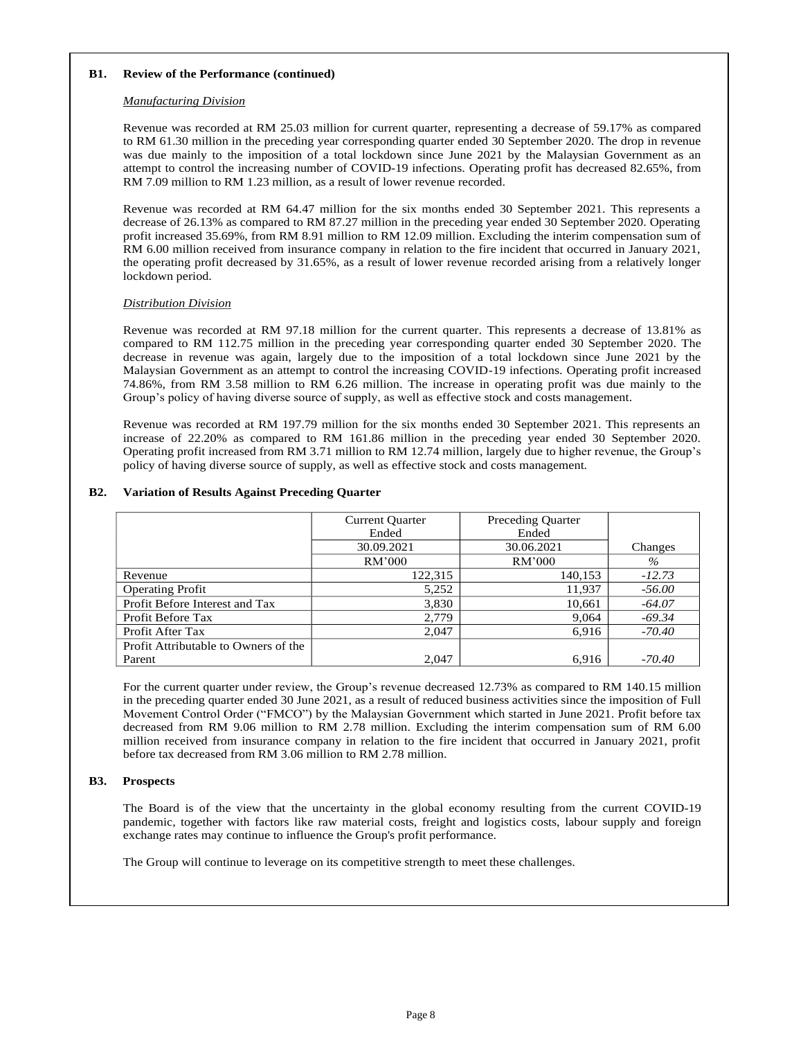## B1. Review of the Performance (continued)

*Manufacturing Division*

Revenue was recorded at RM 25.03 million for current quarter, representing a decrease of 59.17% as compared to RM 61.30 million in the preceding year corresponding quarter ended 30 September 2020. The drop in revenue was due mainly to the imposition of a total lockdown since June 2021 by the Malaysian Government as an attempt to control the increasing number of COVID-19 infections. Operating profit has decreased 82.65%, from RM 7.09 million to RM 1.23 million, as a result of lower revenue recorded.

Revenue was recorded at RM 64.47 million for the six months ended 30 September 2021. This represents a decrease of 26.13% as compared to RM 87.27 million in the preceding year ended 30 September 2020. Operating profit increased 35.69%, from RM 8.91 million to RM 12.09 million. Excluding the interim compensation sum of RM 6.00 million received from insurance company in relation to the fire incident that occurred in January 2021, the operating profit decreased by 31.65%, as a result of lower revenue recorded arising from a relatively longer lockdown period.

*Distribution Division*

Revenue was recorded at RM 97.18 million for the current quarter. This represents a decrease of 13.81% as compared to RM 112.75 million in the preceding year corresponding quarter ended 30 September 2020. The decrease in revenue was again, largely due to the imposition of a total lockdown since June 2021 by the Malaysian Government as an attempt to control the increasing COVID-19 infections. Operating profit increased 74.86%, from RM 3.58 million to RM 6.26 million. The increase in operating profit was due mainly to the Group's policy of having diverse source of supply, as well as effective stock and costs management.

Revenue was recorded at RM 197.79 million for the six months ended 30 September 2021. This represents an increase of 22.20% as compared to RM 161.86 million in the preceding year ended 30 September 2020. Operating profit increased from RM 3.71 million to RM 12.74 million, largely due to higher revenue, the Group's policy of having diverse source of supply, as well as effective stock and costs management.

## B2. Variation of Results Against Preceding Quarter

| | Current Quarter Ended | Preceding Quarter Ended | |
|---|---|---|---|
| | 30.09.2021 | 30.06.2021 | Changes |
| | RM'000 | RM'000 | % |
| Revenue | 122,315 | 140,153 | *-12.73* |
| Operating Profit | 5,252 | 11,937 | *-56.00* |
| Profit Before Interest and Tax | 3,830 | 10,661 | *-64.07* |
| Profit Before Tax | 2,779 | 9,064 | *-69.34* |
| Profit After Tax | 2,047 | 6,916 | *-70.40* |
| Profit Attributable to Owners of the Parent | 2,047 | 6,916 | *-70.40* |

For the current quarter under review, the Group's revenue decreased 12.73% as compared to RM 140.15 million in the preceding quarter ended 30 June 2021, as a result of reduced business activities since the imposition of Full Movement Control Order ("FMCO") by the Malaysian Government which started in June 2021. Profit before tax decreased from RM 9.06 million to RM 2.78 million. Excluding the interim compensation sum of RM 6.00 million received from insurance company in relation to the fire incident that occurred in January 2021, profit before tax decreased from RM 3.06 million to RM 2.78 million.

## B3. Prospects

The Board is of the view that the uncertainty in the global economy resulting from the current COVID-19 pandemic, together with factors like raw material costs, freight and logistics costs, labour supply and foreign exchange rates may continue to influence the Group's profit performance.

The Group will continue to leverage on its competitive strength to meet these challenges.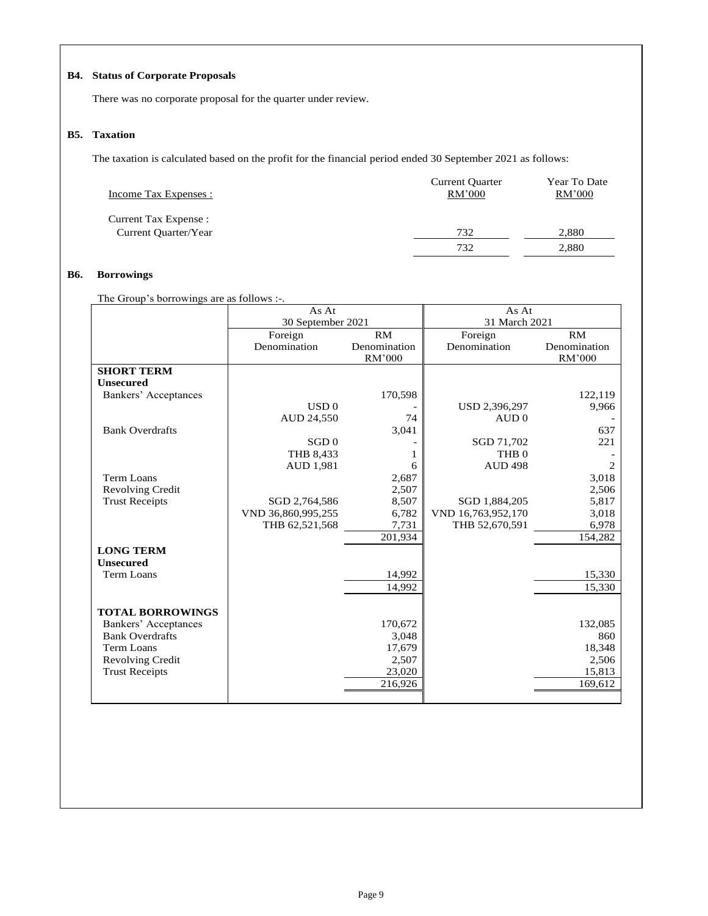## B4. Status of Corporate Proposals

There was no corporate proposal for the quarter under review.

## B5. Taxation

The taxation is calculated based on the profit for the financial period ended 30 September 2021 as follows:

| Income Tax Expenses : | Current Quarter RM'000 | Year To Date RM'000 |
|---|---|---|
| Current Tax Expense : | | |
| Current Quarter/Year | 732 | 2,880 |
| | 732 | 2,880 |

## B6. Borrowings

The Group's borrowings are as follows :-.

| | As At 30 September 2021 | | As At 31 March 2021 | |
|---|---|---|---|---|
| | Foreign Denomination | RM Denomination RM'000 | Foreign Denomination | RM Denomination RM'000 |
| **SHORT TERM** | | | | |
| **Unsecured** | | | | |
| Bankers' Acceptances | | 170,598 | | 122,119 |
| | USD 0 | - | USD 2,396,297 | 9,966 |
| | AUD 24,550 | 74 | AUD 0 | - |
| Bank Overdrafts | | 3,041 | | 637 |
| | SGD 0 | - | SGD 71,702 | 221 |
| | THB 8,433 | 1 | THB 0 | - |
| | AUD 1,981 | 6 | AUD 498 | 2 |
| Term Loans | | 2,687 | | 3,018 |
| Revolving Credit | | 2,507 | | 2,506 |
| Trust Receipts | SGD 2,764,586 | 8,507 | SGD 1,884,205 | 5,817 |
| | VND 36,860,995,255 | 6,782 | VND 16,763,952,170 | 3,018 |
| | THB 62,521,568 | 7,731 | THB 52,670,591 | 6,978 |
| | | 201,934 | | 154,282 |
| **LONG TERM** | | | | |
| **Unsecured** | | | | |
| Term Loans | | 14,992 | | 15,330 |
| | | 14,992 | | 15,330 |
| **TOTAL BORROWINGS** | | | | |
| Bankers' Acceptances | | 170,672 | | 132,085 |
| Bank Overdrafts | | 3,048 | | 860 |
| Term Loans | | 17,679 | | 18,348 |
| Revolving Credit | | 2,507 | | 2,506 |
| Trust Receipts | | 23,020 | | 15,813 |
| | | 216,926 | | 169,612 |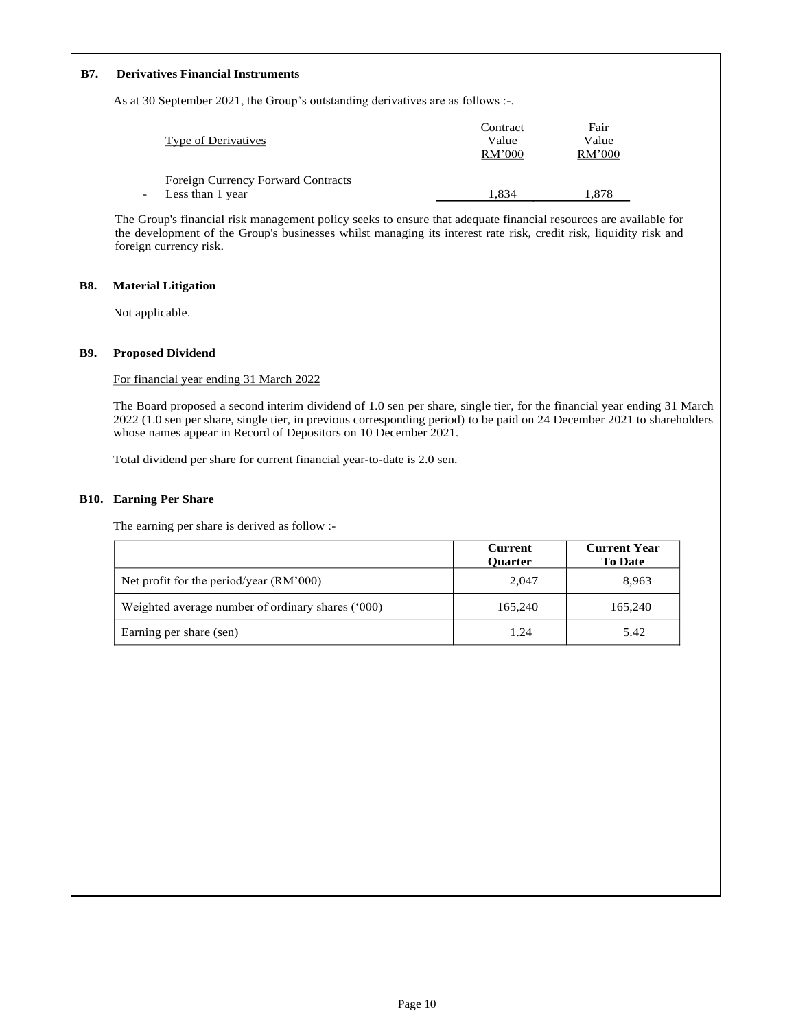### B7. Derivatives Financial Instruments

As at 30 September 2021, the Group's outstanding derivatives are as follows :-.

| Type of Derivatives | Contract Value RM'000 | Fair Value RM'000 |
|---|---|---|
| Foreign Currency Forward Contracts | | |
| - Less than 1 year | 1,834 | 1,878 |

The Group's financial risk management policy seeks to ensure that adequate financial resources are available for the development of the Group's businesses whilst managing its interest rate risk, credit risk, liquidity risk and foreign currency risk.

### B8. Material Litigation

Not applicable.

### B9. Proposed Dividend

For financial year ending 31 March 2022

The Board proposed a second interim dividend of 1.0 sen per share, single tier, for the financial year ending 31 March 2022 (1.0 sen per share, single tier, in previous corresponding period) to be paid on 24 December 2021 to shareholders whose names appear in Record of Depositors on 10 December 2021.

Total dividend per share for current financial year-to-date is 2.0 sen.

### B10. Earning Per Share

The earning per share is derived as follow :-

| | Current Quarter | Current Year To Date |
|---|---|---|
| Net profit for the period/year (RM'000) | 2,047 | 8,963 |
| Weighted average number of ordinary shares ('000) | 165,240 | 165,240 |
| Earning per share (sen) | 1.24 | 5.42 |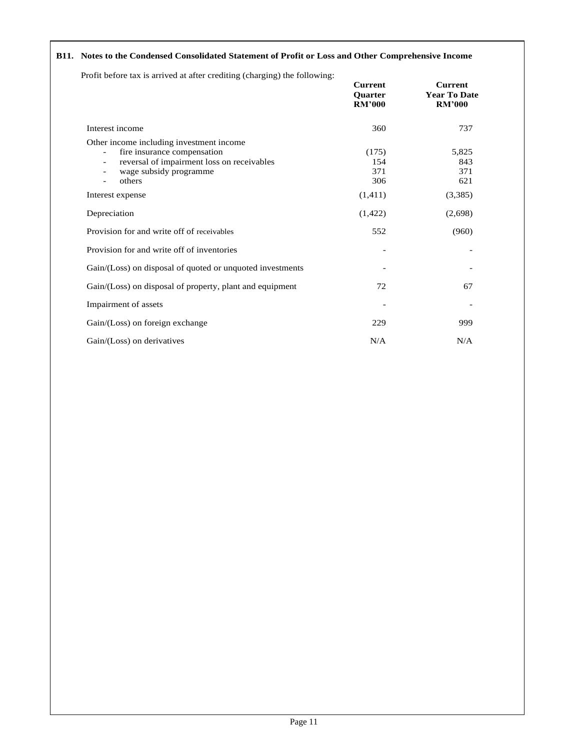## B11. Notes to the Condensed Consolidated Statement of Profit or Loss and Other Comprehensive Income

Profit before tax is arrived at after crediting (charging) the following:

| | Current Quarter RM'000 | Current Year To Date RM'000 |
|---|---|---|
| Interest income | 360 | 737 |
| Other income including investment income | | |
| - fire insurance compensation | (175) | 5,825 |
| - reversal of impairment loss on receivables | 154 | 843 |
| - wage subsidy programme | 371 | 371 |
| - others | 306 | 621 |
| Interest expense | (1,411) | (3,385) |
| Depreciation | (1,422) | (2,698) |
| Provision for and write off of receivables | 552 | (960) |
| Provision for and write off of inventories | - | - |
| Gain/(Loss) on disposal of quoted or unquoted investments | - | - |
| Gain/(Loss) on disposal of property, plant and equipment | 72 | 67 |
| Impairment of assets | - | - |
| Gain/(Loss) on foreign exchange | 229 | 999 |
| Gain/(Loss) on derivatives | N/A | N/A |